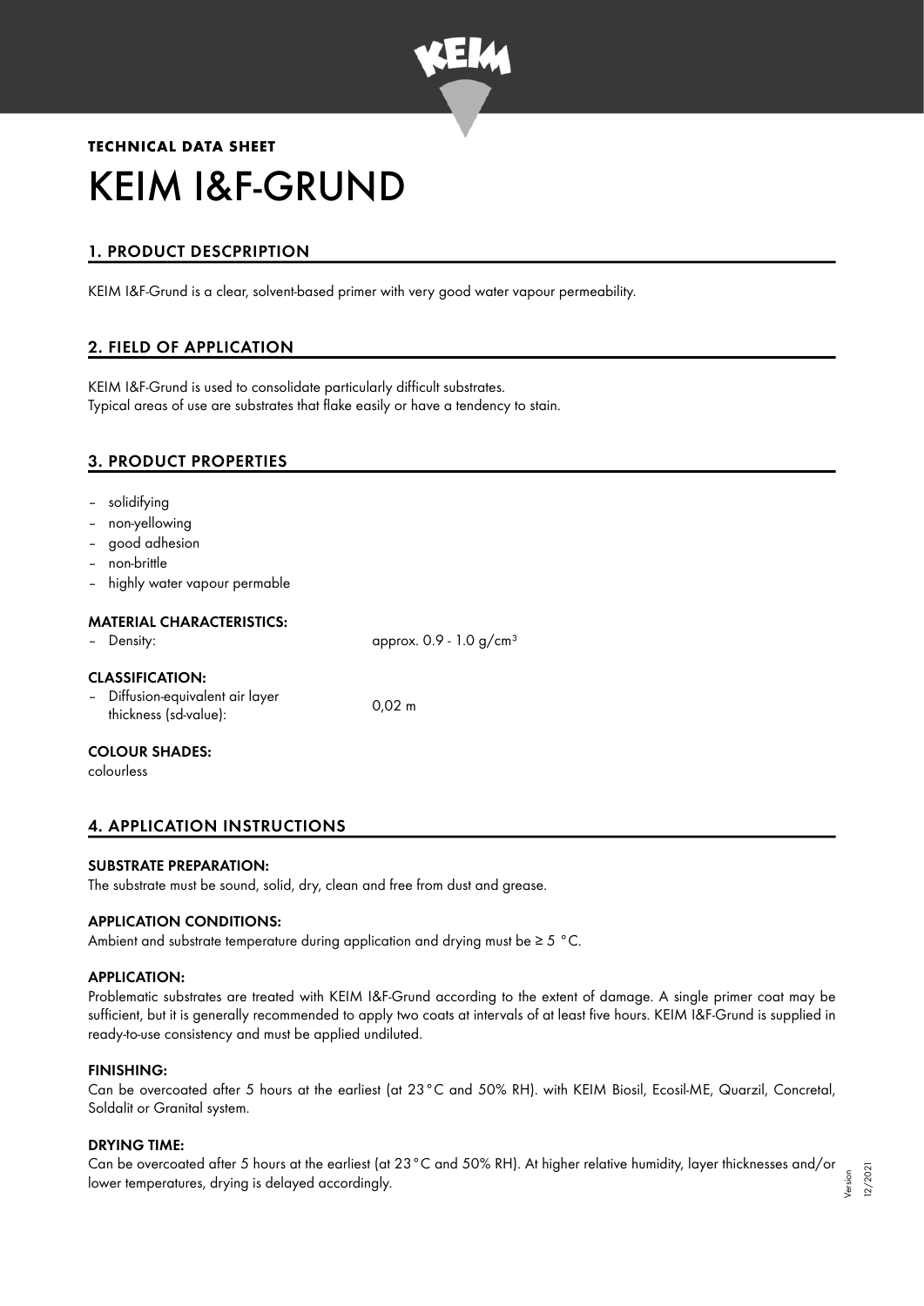**TECHNICAL DATA SHEET**

# KEIM I&F-GRUND

## 1. PRODUCT DESCPRIPTION

KEIM I&F-Grund is a clear, solvent-based primer with very good water vapour permeability.

## 2. FIELD OF APPLICATION

KEIM I&F-Grund is used to consolidate particularly difficult substrates.
Typical areas of use are substrates that flake easily or have a tendency to stain.

## 3. PRODUCT PROPERTIES

- solidifying
- non-yellowing
- good adhesion
- non-brittle
- highly water vapour permable

### MATERIAL CHARACTERISTICS:

- Density: approx. 0.9 - 1.0 g/cm³

### CLASSIFICATION:

- Diffusion-equivalent air layer thickness (sd-value): 0,02 m

### COLOUR SHADES:

colourless

## 4. APPLICATION INSTRUCTIONS

### SUBSTRATE PREPARATION:

The substrate must be sound, solid, dry, clean and free from dust and grease.

### APPLICATION CONDITIONS:

Ambient and substrate temperature during application and drying must be ≥ 5 °C.

### APPLICATION:

Problematic substrates are treated with KEIM I&F-Grund according to the extent of damage. A single primer coat may be sufficient, but it is generally recommended to apply two coats at intervals of at least five hours. KEIM I&F-Grund is supplied in ready-to-use consistency and must be applied undiluted.

### FINISHING:

Can be overcoated after 5 hours at the earliest (at 23°C and 50% RH). with KEIM Biosil, Ecosil-ME, Quarzil, Concretal, Soldalit or Granital system.

### DRYING TIME:

Can be overcoated after 5 hours at the earliest (at 23°C and 50% RH). At higher relative humidity, layer thicknesses and/or lower temperatures, drying is delayed accordingly.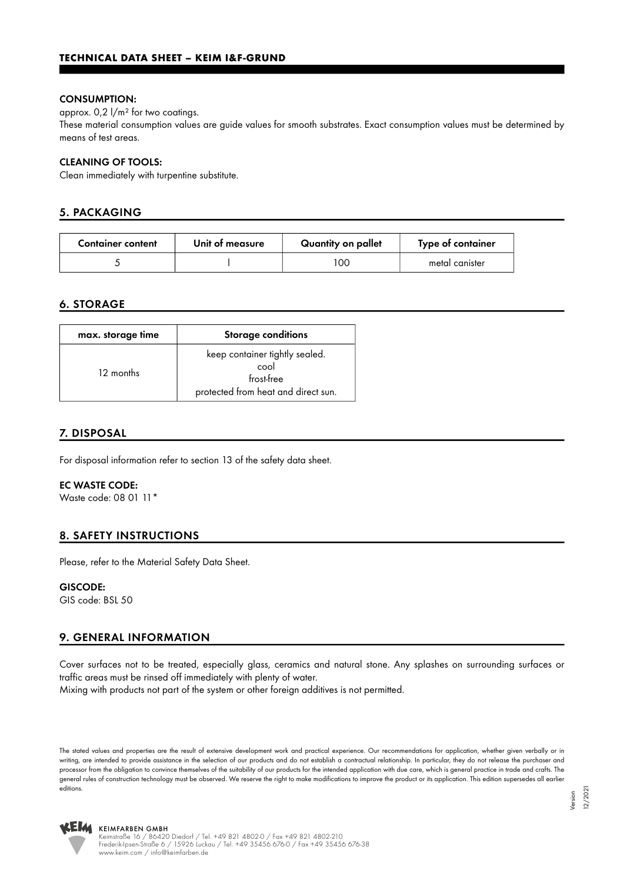### CONSUMPTION:

approx. 0,2 l/m² for two coatings.
These material consumption values are guide values for smooth substrates. Exact consumption values must be determined by means of test areas.

### CLEANING OF TOOLS:

Clean immediately with turpentine substitute.

## 5. PACKAGING

| Container content | Unit of measure | Quantity on pallet | Type of container |
|---|---|---|---|
| 5 | l | 100 | metal canister |

## 6. STORAGE

| max. storage time | Storage conditions |
|---|---|
| 12 months | keep container tightly sealed.<br>cool<br>frost-free<br>protected from heat and direct sun. |

## 7. DISPOSAL

For disposal information refer to section 13 of the safety data sheet.

### EC WASTE CODE:

Waste code: 08 01 11*

## 8. SAFETY INSTRUCTIONS

Please, refer to the Material Safety Data Sheet.

### GISCODE:

GIS code: BSL 50

## 9. GENERAL INFORMATION

Cover surfaces not to be treated, especially glass, ceramics and natural stone. Any splashes on surrounding surfaces or traffic areas must be rinsed off immediately with plenty of water.
Mixing with products not part of the system or other foreign additives is not permitted.

The stated values and properties are the result of extensive development work and practical experience. Our recommendations for application, whether given verbally or in writing, are intended to provide assistance in the selection of our products and do not establish a contractual relationship. In particular, they do not release the purchaser and processor from the obligation to convince themselves of the suitability of our products for the intended application with due care, which is general practice in trade and crafts. The general rules of construction technology must be observed. We reserve the right to make modifications to improve the product or its application. This edition supersedes all earlier editions.

Version 12/2021

KEIMFARBEN GMBH
Keimstraße 16 / 86420 Diedorf / Tel. +49 821 4802-0 / Fax +49 821 4802-210
Frederik-Ipsen-Straße 6 / 15926 Luckau / Tel. +49 35456 676-0 / Fax +49 35456 676-38
www.keim.com / info@keimfarben.de